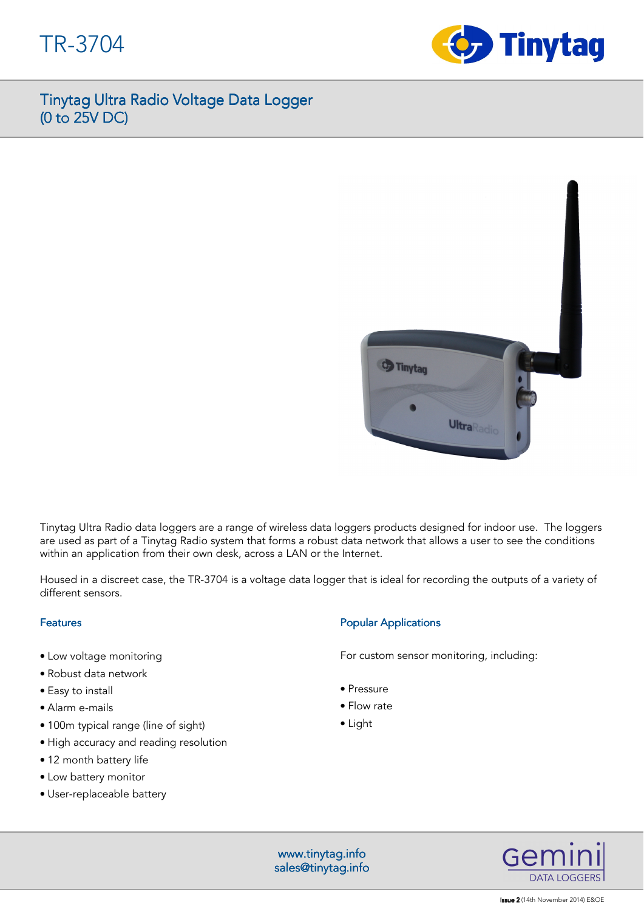# TR-3704

## Tinytag Ultra Radio Voltage Data Logger (0 to 25V DC)

Tinytag Ultra Radio data loggers are a range of wireless data loggers products designed for indoor use. The loggers are used as part of a Tinytag Radio system that forms a robust data network that allows a user to see the conditions within an application from their own desk, across a LAN or the Internet.

Housed in a discreet case, the TR-3704 is a voltage data logger that is ideal for recording the outputs of a variety of different sensors.

### Features

- Low voltage monitoring
- Robust data network
- Easy to install
- Alarm e-mails
- 100m typical range (line of sight)
- High accuracy and reading resolution
- 12 month battery life
- Low battery monitor
- User-replaceable battery

### Popular Applications

For custom sensor monitoring, including:

- Pressure
- Flow rate
- Light

www.tinytag.info
sales@tinytag.info

Gemini DATA LOGGERS

**Issue 2** (14th November 2014) E&OE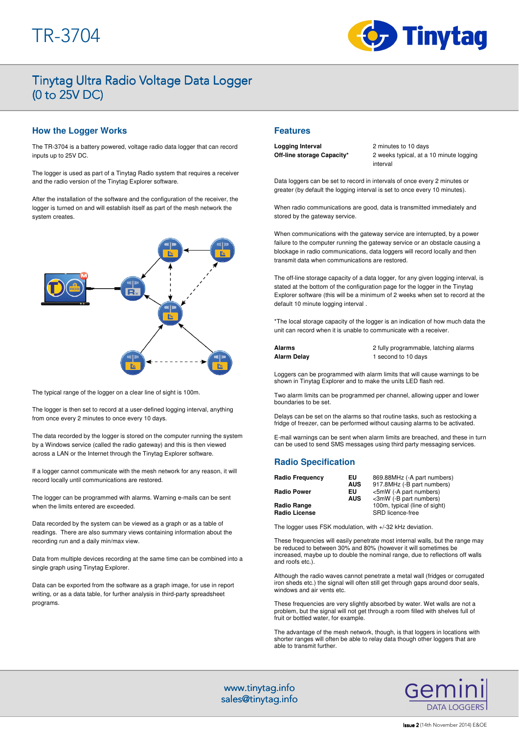# TR-3704

## Tinytag Ultra Radio Voltage Data Logger (0 to 25V DC)

### How the Logger Works

The TR-3704 is a battery powered, voltage radio data logger that can record inputs up to 25V DC.

The logger is used as part of a Tinytag Radio system that requires a receiver and the radio version of the Tinytag Explorer software.

After the installation of the software and the configuration of the receiver, the logger is turned on and will establish itself as part of the mesh network the system creates.

The typical range of the logger on a clear line of sight is 100m.

The logger is then set to record at a user-defined logging interval, anything from once every 2 minutes to once every 10 days.

The data recorded by the logger is stored on the computer running the system by a Windows service (called the radio gateway) and this is then viewed across a LAN or the Internet through the Tinytag Explorer software.

If a logger cannot communicate with the mesh network for any reason, it will record locally until communications are restored.

The logger can be programmed with alarms. Warning e-mails can be sent when the limits entered are exceeded.

Data recorded by the system can be viewed as a graph or as a table of readings. There are also summary views containing information about the recording run and a daily min/max view.

Data from multiple devices recording at the same time can be combined into a single graph using Tinytag Explorer.

Data can be exported from the software as a graph image, for use in report writing, or as a data table, for further analysis in third-party spreadsheet programs.

### Features

| | |
|---|---|
| **Logging Interval** | 2 minutes to 10 days |
| **Off-line storage Capacity*** | 2 weeks typical, at a 10 minute logging interval |

Data loggers can be set to record in intervals of once every 2 minutes or greater (by default the logging interval is set to once every 10 minutes).

When radio communications are good, data is transmitted immediately and stored by the gateway service.

When communications with the gateway service are interrupted, by a power failure to the computer running the gateway service or an obstacle causing a blockage in radio communications, data loggers will record locally and then transmit data when communications are restored.

The off-line storage capacity of a data logger, for any given logging interval, is stated at the bottom of the configuration page for the logger in the Tinytag Explorer software (this will be a minimum of 2 weeks when set to record at the default 10 minute logging interval .

*The local storage capacity of the logger is an indication of how much data the unit can record when it is unable to communicate with a receiver.

| | |
|---|---|
| **Alarms** | 2 fully programmable, latching alarms |
| **Alarm Delay** | 1 second to 10 days |

Loggers can be programmed with alarm limits that will cause warnings to be shown in Tinytag Explorer and to make the units LED flash red.

Two alarm limits can be programmed per channel, allowing upper and lower boundaries to be set.

Delays can be set on the alarms so that routine tasks, such as restocking a fridge of freezer, can be performed without causing alarms to be activated.

E-mail warnings can be sent when alarm limits are breached, and these in turn can be used to send SMS messages using third party messaging services.

### Radio Specification

| | | |
|---|---|---|
| **Radio Frequency** | **EU** | 869.88MHz (-A part numbers) |
| | **AUS** | 917.8MHz (-B part numbers) |
| **Radio Power** | **EU** | <5mW (-A part numbers) |
| | **AUS** | <3mW (-B part numbers) |
| **Radio Range** | | 100m, typical (line of sight) |
| **Radio License** | | SRD licence-free |

The logger uses FSK modulation, with +/-32 kHz deviation.

These frequencies will easily penetrate most internal walls, but the range may be reduced to between 30% and 80% (however it will sometimes be increased, maybe up to double the nominal range, due to reflections off walls and roofs etc.).

Although the radio waves cannot penetrate a metal wall (fridges or corrugated iron sheds etc.) the signal will often still get through gaps around door seals, windows and air vents etc.

These frequencies are very slightly absorbed by water. Wet walls are not a problem, but the signal will not get through a room filled with shelves full of fruit or bottled water, for example.

The advantage of the mesh network, though, is that loggers in locations with shorter ranges will often be able to relay data though other loggers that are able to transmit further.

www.tinytag.info
sales@tinytag.info

**Issue 2** (14th November 2014) E&OE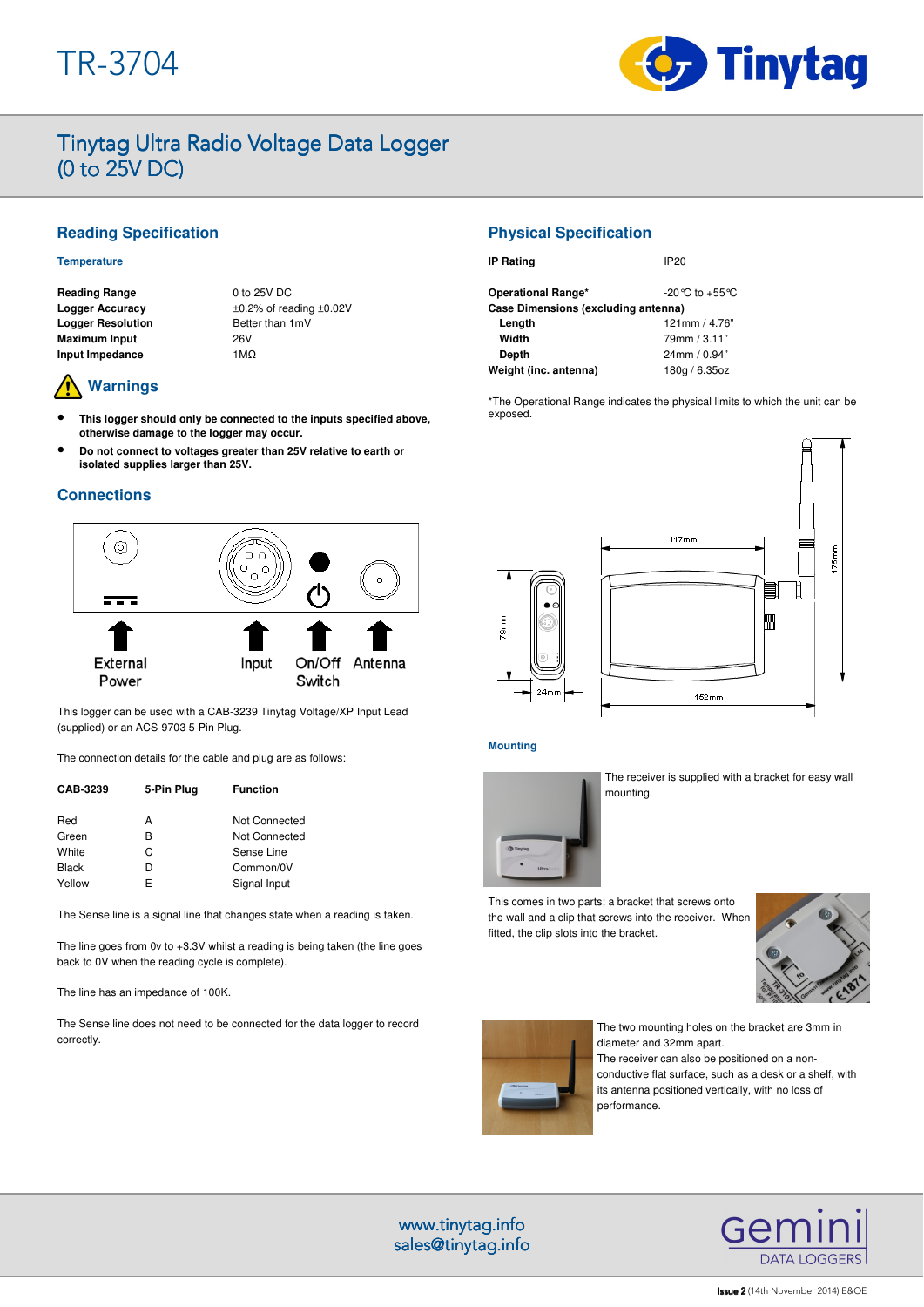# TR-3704

## Tinytag Ultra Radio Voltage Data Logger (0 to 25V DC)

## Reading Specification

### Temperature

| | |
|---|---|
| **Reading Range** | 0 to 25V DC |
| **Logger Accuracy** | ±0.2% of reading ±0.02V |
| **Logger Resolution** | Better than 1mV |
| **Maximum Input** | 26V |
| **Input Impedance** | 1MΩ |

## Warnings

- **This logger should only be connected to the inputs specified above, otherwise damage to the logger may occur.**
- **Do not connect to voltages greater than 25V relative to earth or isolated supplies larger than 25V.**

## Connections

External Power | Input | On/Off Switch | Antenna

This logger can be used with a CAB-3239 Tinytag Voltage/XP Input Lead (supplied) or an ACS-9703 5-Pin Plug.

The connection details for the cable and plug are as follows:

| CAB-3239 | 5-Pin Plug | Function |
|---|---|---|
| Red | A | Not Connected |
| Green | B | Not Connected |
| White | C | Sense Line |
| Black | D | Common/0V |
| Yellow | E | Signal Input |

The Sense line is a signal line that changes state when a reading is taken.

The line goes from 0v to +3.3V whilst a reading is being taken (the line goes back to 0V when the reading cycle is complete).

The line has an impedance of 100K.

The Sense line does not need to be connected for the data logger to record correctly.

## Physical Specification

| | |
|---|---|
| **IP Rating** | IP20 |
| **Operational Range*** | -20°C to +55°C |
| **Case Dimensions (excluding antenna)** | |
| **Length** | 121mm / 4.76" |
| **Width** | 79mm / 3.11" |
| **Depth** | 24mm / 0.94" |
| **Weight (inc. antenna)** | 180g / 6.35oz |

*The Operational Range indicates the physical limits to which the unit can be exposed.

117mm | 175mm | 79mm | 24mm | 152mm

### Mounting

The receiver is supplied with a bracket for easy wall mounting.

This comes in two parts; a bracket that screws onto the wall and a clip that screws into the receiver. When fitted, the clip slots into the bracket.

The two mounting holes on the bracket are 3mm in diameter and 32mm apart.
The receiver can also be positioned on a non-conductive flat surface, such as a desk or a shelf, with its antenna positioned vertically, with no loss of performance.

www.tinytag.info
sales@tinytag.info

**Issue 2** (14th November 2014) E&OE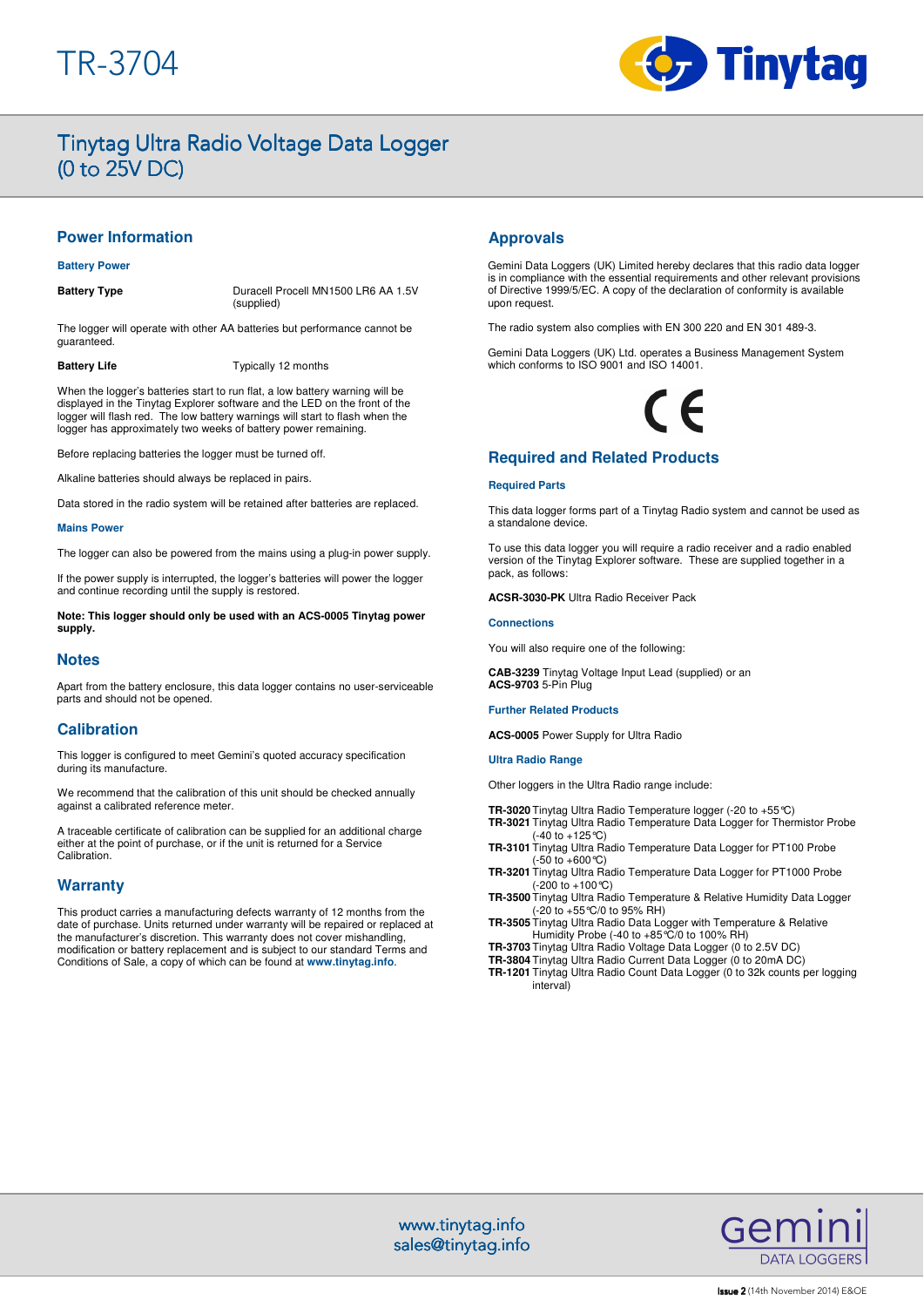# TR-3704

## Tinytag Ultra Radio Voltage Data Logger (0 to 25V DC)

## Power Information

### Battery Power

| | |
|---|---|
| **Battery Type** | Duracell Procell MN1500 LR6 AA 1.5V (supplied) |

The logger will operate with other AA batteries but performance cannot be guaranteed.

| | |
|---|---|
| **Battery Life** | Typically 12 months |

When the logger's batteries start to run flat, a low battery warning will be displayed in the Tinytag Explorer software and the LED on the front of the logger will flash red. The low battery warnings will start to flash when the logger has approximately two weeks of battery power remaining.

Before replacing batteries the logger must be turned off.

Alkaline batteries should always be replaced in pairs.

Data stored in the radio system will be retained after batteries are replaced.

### Mains Power

The logger can also be powered from the mains using a plug-in power supply.

If the power supply is interrupted, the logger's batteries will power the logger and continue recording until the supply is restored.

**Note: This logger should only be used with an ACS-0005 Tinytag power supply.**

## Notes

Apart from the battery enclosure, this data logger contains no user-serviceable parts and should not be opened.

## Calibration

This logger is configured to meet Gemini's quoted accuracy specification during its manufacture.

We recommend that the calibration of this unit should be checked annually against a calibrated reference meter.

A traceable certificate of calibration can be supplied for an additional charge either at the point of purchase, or if the unit is returned for a Service Calibration.

## Warranty

This product carries a manufacturing defects warranty of 12 months from the date of purchase. Units returned under warranty will be repaired or replaced at the manufacturer's discretion. This warranty does not cover mishandling, modification or battery replacement and is subject to our standard Terms and Conditions of Sale, a copy of which can be found at **www.tinytag.info**.

## Approvals

Gemini Data Loggers (UK) Limited hereby declares that this radio data logger is in compliance with the essential requirements and other relevant provisions of Directive 1999/5/EC. A copy of the declaration of conformity is available upon request.

The radio system also complies with EN 300 220 and EN 301 489-3.

Gemini Data Loggers (UK) Ltd. operates a Business Management System which conforms to ISO 9001 and ISO 14001.

CE

## Required and Related Products

### Required Parts

This data logger forms part of a Tinytag Radio system and cannot be used as a standalone device.

To use this data logger you will require a radio receiver and a radio enabled version of the Tinytag Explorer software. These are supplied together in a pack, as follows:

**ACSR-3030-PK** Ultra Radio Receiver Pack

### Connections

You will also require one of the following:

**CAB-3239** Tinytag Voltage Input Lead (supplied) or an
**ACS-9703** 5-Pin Plug

### Further Related Products

**ACS-0005** Power Supply for Ultra Radio

### Ultra Radio Range

Other loggers in the Ultra Radio range include:

**TR-3020** Tinytag Ultra Radio Temperature logger (-20 to +55°C)
**TR-3021** Tinytag Ultra Radio Temperature Data Logger for Thermistor Probe (-40 to +125°C)
**TR-3101** Tinytag Ultra Radio Temperature Data Logger for PT100 Probe (-50 to +600°C)
**TR-3201** Tinytag Ultra Radio Temperature Data Logger for PT1000 Probe (-200 to +100°C)
**TR-3500** Tinytag Ultra Radio Temperature & Relative Humidity Data Logger (-20 to +55°C/0 to 95% RH)
**TR-3505** Tinytag Ultra Radio Data Logger with Temperature & Relative Humidity Probe (-40 to +85°C/0 to 100% RH)
**TR-3703** Tinytag Ultra Radio Voltage Data Logger (0 to 2.5V DC)
**TR-3804** Tinytag Ultra Radio Current Data Logger (0 to 20mA DC)
**TR-1201** Tinytag Ultra Radio Count Data Logger (0 to 32k counts per logging interval)

www.tinytag.info
sales@tinytag.info

Gemini DATA LOGGERS

**Issue 2** (14th November 2014) E&OE